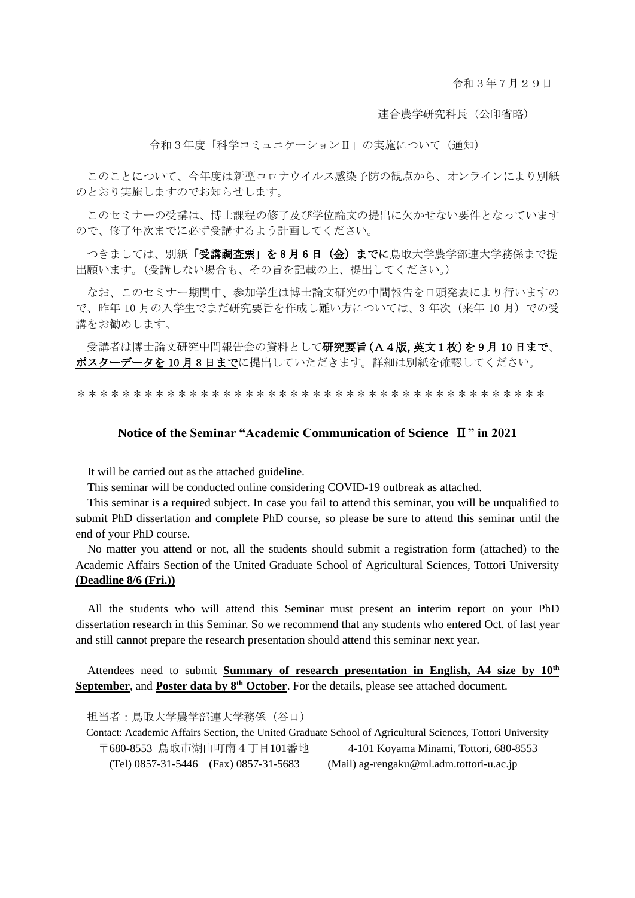令和３年７月２９日

連合農学研究科長（公印省略）

令和３年度「科学コミュニケーションⅡ」の実施について（通知）

このことについて、今年度は新型コロナウイルス感染予防の観点から、オンラインにより別紙のとおり実施しますのでお知らせします。

このセミナーの受講は、博士課程の修了及び学位論文の提出に欠かせない要件となっていますので、修了年次までに必ず受講するよう計画してください。

つきましては、別紙**「受講調査票」を８月６日（金）までに**鳥取大学農学部連大学務係まで提出願います。（受講しない場合も、その旨を記載の上、提出してください。）

なお、このセミナー期間中、参加学生は博士論文研究の中間報告を口頭発表により行いますので、昨年 10 月の入学生でまだ研究要旨を作成し難い方については、3 年次（来年 10 月）での受講をお勧めします。

受講者は博士論文研究中間報告会の資料として**研究要旨（Ａ４版, 英文１枚）を９月 10 日まで**、**ポスターデータを 10 月８日まで**に提出していただきます。詳細は別紙を確認してください。

＊＊＊＊＊＊＊＊＊＊＊＊＊＊＊＊＊＊＊＊＊＊＊＊＊＊＊＊＊＊＊＊＊＊＊＊＊＊＊

### Notice of the Seminar “Academic Communication of Science Ⅱ” in 2021

It will be carried out as the attached guideline.

This seminar will be conducted online considering COVID-19 outbreak as attached.

This seminar is a required subject. In case you fail to attend this seminar, you will be unqualified to submit PhD dissertation and complete PhD course, so please be sure to attend this seminar until the end of your PhD course.

No matter you attend or not, all the students should submit a registration form (attached) to the Academic Affairs Section of the United Graduate School of Agricultural Sciences, Tottori University **(Deadline 8/6 (Fri.))**

All the students who will attend this Seminar must present an interim report on your PhD dissertation research in this Seminar. So we recommend that any students who entered Oct. of last year and still cannot prepare the research presentation should attend this seminar next year.

Attendees need to submit **Summary of research presentation in English, A4 size by 10th September**, and **Poster data by 8th October**. For the details, please see attached document.

担当者：鳥取大学農学部連大学務係（谷口）

Contact: Academic Affairs Section, the United Graduate School of Agricultural Sciences, Tottori University

〒680-8553 鳥取市湖山町南４丁目101番地　　4-101 Koyama Minami, Tottori, 680-8553

(Tel) 0857-31-5446　(Fax) 0857-31-5683　　(Mail) ag-rengaku@ml.adm.tottori-u.ac.jp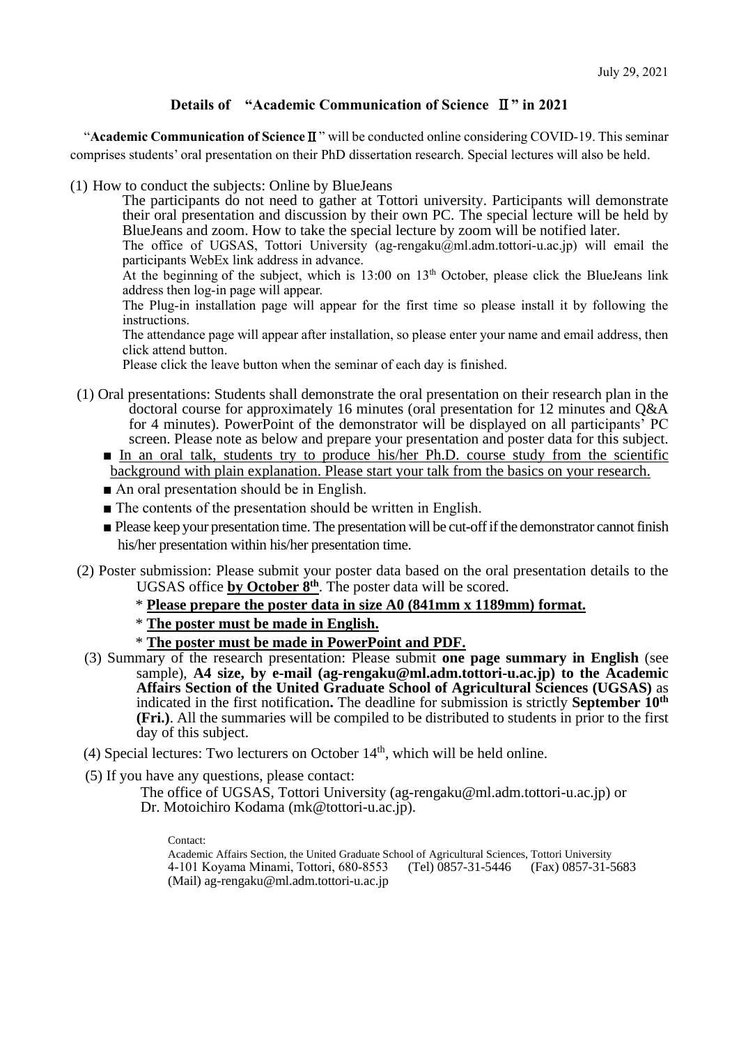July 29, 2021

## Details of "Academic Communication of Science Ⅱ" in 2021

"**Academic Communication of Science Ⅱ**" will be conducted online considering COVID-19. This seminar comprises students' oral presentation on their PhD dissertation research. Special lectures will also be held.

(1) How to conduct the subjects: Online by BlueJeans

The participants do not need to gather at Tottori university. Participants will demonstrate their oral presentation and discussion by their own PC. The special lecture will be held by BlueJeans and zoom. How to take the special lecture by zoom will be notified later.

The office of UGSAS, Tottori University (ag-rengaku@ml.adm.tottori-u.ac.jp) will email the participants WebEx link address in advance.

At the beginning of the subject, which is 13:00 on 13th October, please click the BlueJeans link address then log-in page will appear.

The Plug-in installation page will appear for the first time so please install it by following the instructions.

The attendance page will appear after installation, so please enter your name and email address, then click attend button.

Please click the leave button when the seminar of each day is finished.

(1) Oral presentations: Students shall demonstrate the oral presentation on their research plan in the doctoral course for approximately 16 minutes (oral presentation for 12 minutes and Q&A for 4 minutes). PowerPoint of the demonstrator will be displayed on all participants' PC screen. Please note as below and prepare your presentation and poster data for this subject.

- <u>In an oral talk, students try to produce his/her Ph.D. course study from the scientific background with plain explanation. Please start your talk from the basics on your research.</u>
- An oral presentation should be in English.
- The contents of the presentation should be written in English.
- Please keep your presentation time. The presentation will be cut-off if the demonstrator cannot finish his/her presentation within his/her presentation time.

(2) Poster submission: Please submit your poster data based on the oral presentation details to the UGSAS office **<u>by October 8th</u>**. The poster data will be scored.

\* **<u>Please prepare the poster data in size A0 (841mm x 1189mm) format.</u>**

\* **<u>The poster must be made in English.</u>**

\* **<u>The poster must be made in PowerPoint and PDF.</u>**

(3) Summary of the research presentation: Please submit **one page summary in English** (see sample), **A4 size, by e-mail (ag-rengaku@ml.adm.tottori-u.ac.jp) to the Academic Affairs Section of the United Graduate School of Agricultural Sciences (UGSAS)** as indicated in the first notification**.** The deadline for submission is strictly **September 10th (Fri.)**. All the summaries will be compiled to be distributed to students in prior to the first day of this subject.

(4) Special lectures: Two lecturers on October 14th, which will be held online.

(5) If you have any questions, please contact:

The office of UGSAS, Tottori University (ag-rengaku@ml.adm.tottori-u.ac.jp) or Dr. Motoichiro Kodama (mk@tottori-u.ac.jp).

Contact:
Academic Affairs Section, the United Graduate School of Agricultural Sciences, Tottori University
4-101 Koyama Minami, Tottori, 680-8553 (Tel) 0857-31-5446 (Fax) 0857-31-5683
(Mail) ag-rengaku@ml.adm.tottori-u.ac.jp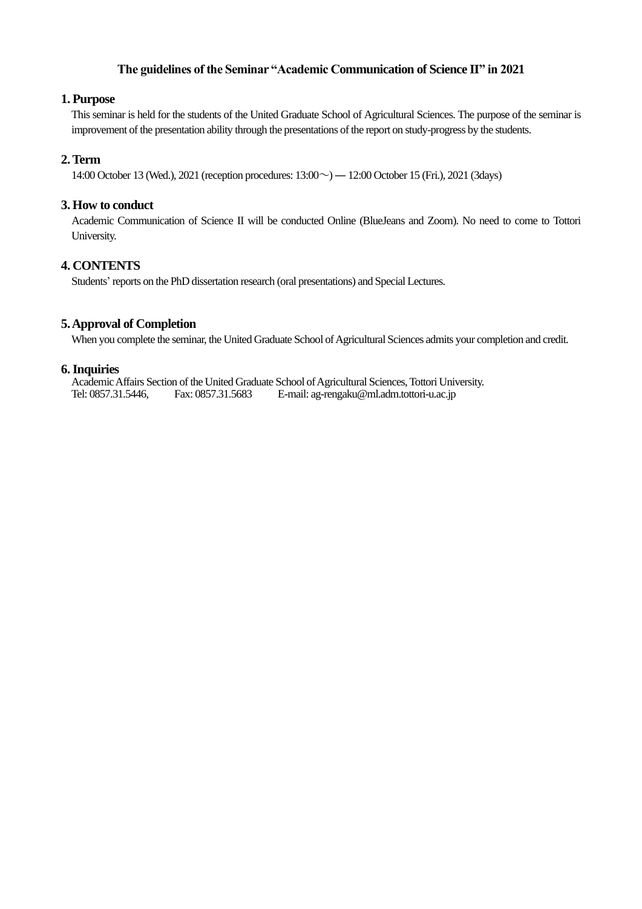# The guidelines of the Seminar "Academic Communication of Science II" in 2021

## 1. Purpose

This seminar is held for the students of the United Graduate School of Agricultural Sciences. The purpose of the seminar is improvement of the presentation ability through the presentations of the report on study-progress by the students.

## 2. Term

14:00 October 13 (Wed.), 2021 (reception procedures: 13:00～) — 12:00 October 15 (Fri.), 2021 (3days)

## 3. How to conduct

Academic Communication of Science II will be conducted Online (BlueJeans and Zoom). No need to come to Tottori University.

## 4. CONTENTS

Students' reports on the PhD dissertation research (oral presentations) and Special Lectures.

## 5. Approval of Completion

When you complete the seminar, the United Graduate School of Agricultural Sciences admits your completion and credit.

## 6. Inquiries

Academic Affairs Section of the United Graduate School of Agricultural Sciences, Tottori University.
Tel: 0857.31.5446, Fax: 0857.31.5683 E-mail: ag-rengaku@ml.adm.tottori-u.ac.jp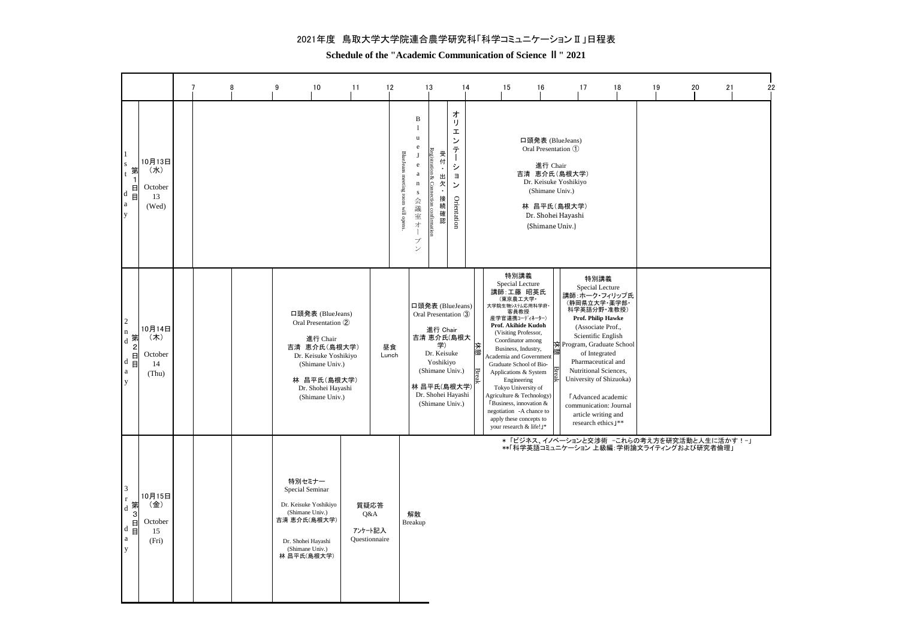# 2021年度 鳥取大学大学院連合農学研究科「科学コミュニケーションⅡ」日程表

**Schedule of the "Academic Communication of Science Ⅱ" 2021**

| Day | Date | Time | Program |
| --- | --- | --- | --- |
| 1st day 第1日目 | 10月13日（水） October 13 (Wed) | 12:30– | BlueJeans会議室オープン BlueJeans meeting room will opens. |
| | | 13:00– | 受付・出欠・接続確認 Registration & Connection confirmation |
| | | 13:30– | オリエンテーション Orientation |
| | | 14:00–18:00 | 口頭発表 (BlueJeans) Oral Presentation ① 進行 Chair 吉清 恵介氏（島根大学） Dr. Keisuke Yoshikiyo (Shimane Univ.) 林 昌平氏（島根大学） Dr. Shohei Hayashi (Shimane Univ.) |
| 2nd day 第2日目 | 10月14日（木） October 14 (Thu) | 9:00–12:00 | 口頭発表 (BlueJeans) Oral Presentation ② 進行 Chair 吉清 恵介氏（島根大学） Dr. Keisuke Yoshikiyo (Shimane Univ.) 林 昌平氏（島根大学） Dr. Shohei Hayashi (Shimane Univ.) |
| | | 12:00–12:30 | 昼食 Lunch |
| | | 12:30–14:15 | 口頭発表 (BlueJeans) Oral Presentation ③ 進行 Chair 吉清 恵介氏(島根大学) Dr. Keisuke Yoshikiyo (Shimane Univ.) 林 昌平氏(島根大学) Dr. Shohei Hayashi (Shimane Univ.) |
| | | 14:15– | 休憩 Break |
| | | 14:30–16:30 | 特別講義 Special Lecture 講師：工藤 昭英氏（東京農工大学・大学院生物システム応用科学府・客員教授 産学官連携コーディネーター） Prof. Akihide Kudoh (Visiting Professor, Coordinator among Business, Industry, Academia and Government Graduate School of Bio-Applications & System Engineering Tokyo University of Agriculture & Technology) 「Business, innovation & negotiation -A chance to apply these concepts to your research & life!」* |
| | | 16:30– | 休憩 Break |
| | | 16:45–18:30 | 特別講義 Special Lecture 講師：ホーク・フィリップ氏（静岡県立大学・薬学部・科学英語分野・准教授） Prof. Philip Hawke (Associate Prof., Scientific English Program, Graduate School of Integrated Pharmaceutical and Nutritional Sciences, University of Shizuoka) 「Advanced academic communication: Journal article writing and research ethics」** |
| 3rd day 第3日目 | 10月15日（金） October 15 (Fri) | 9:00–11:00 | 特別セミナー Special Seminar Dr. Keisuke Yoshikiyo (Shimane Univ.) 吉清 恵介氏(島根大学) Dr. Shohei Hayashi (Shimane Univ.) 林 昌平氏(島根大学) |
| | | 11:00–12:15 | 質疑応答 Q&A アンケート記入 Questionnaire |
| | | 12:15– | 解散 Breakup |

＊「ビジネス、イノベーションと交渉術 －これらの考え方を研究活動と人生に活かす！－」
＊＊「科学英語コミュニケーション 上級編：学術論文ライティングおよび研究者倫理」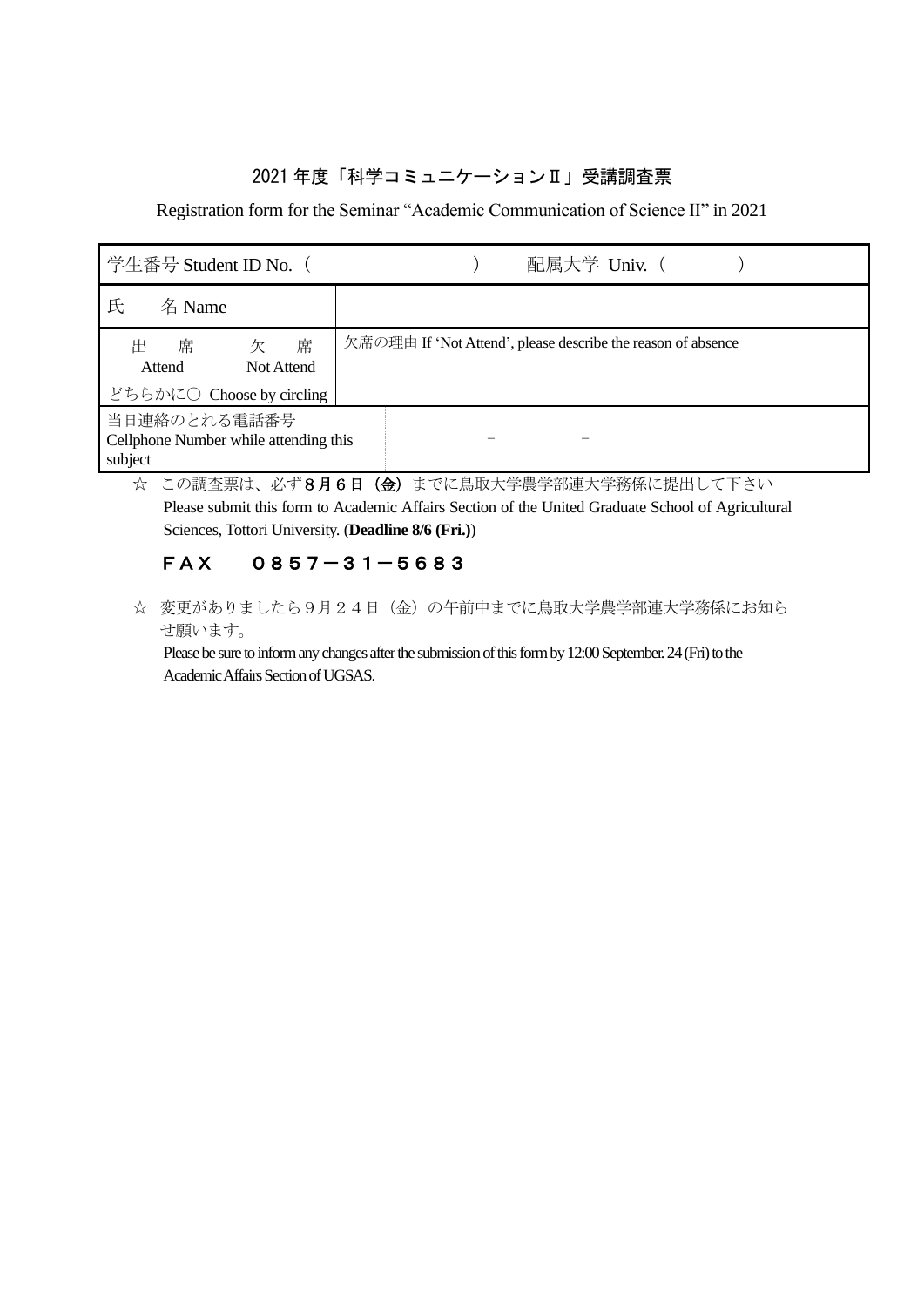## 2021 年度「科学コミュニケーションⅡ」受講調査票

Registration form for the Seminar "Academic Communication of Science II" in 2021

| 学生番号 Student ID No.（　　　　　　　　） | | 配属大学 Univ.（　　　　） |
| --- | --- | --- |
| 氏　名 Name | | |
| 出　席<br>Attend | 欠　席<br>Not Attend | 欠席の理由 If 'Not Attend', please describe the reason of absence |
| どちらかに○ Choose by circling | | |
| 当日連絡のとれる電話番号<br>Cellphone Number while attending this subject | | －　　　　－ |

☆ この調査票は、必ず**８月６日（金）**までに鳥取大学農学部連大学務係に提出して下さい
Please submit this form to Academic Affairs Section of the United Graduate School of Agricultural Sciences, Tottori University. (**Deadline 8/6 (Fri.)**)

**ＦＡＸ　　０８５７－３１－５６８３**

☆ 変更がありましたら９月２４日（金）の午前中までに鳥取大学農学部連大学務係にお知らせ願います。
Please be sure to inform any changes after the submission of this form by 12:00 September. 24 (Fri) to the Academic Affairs Section of UGSAS.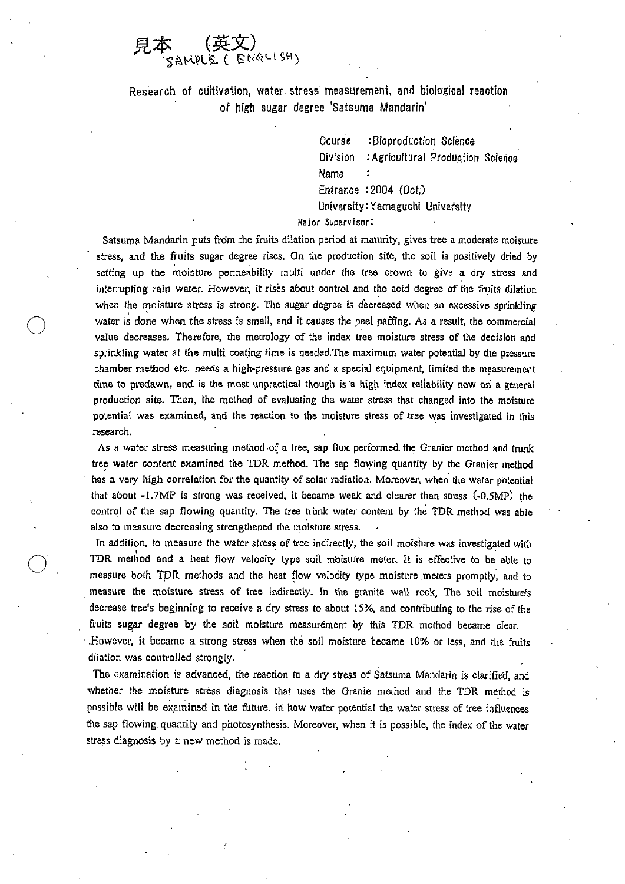見本　(英文)
SAMPLE ( ENGLISH)

# Research of cultivation, water stress measurement, and biological reaction of high sugar degree 'Satsuma Mandarin'

Course　:Bioproduction Science
Division　: Agricultural Production Science
Name　:
Entrance :2004 (Oct.)
University: Yamaguchi University
Major Supervisor:

Satsuma Mandarin puts from the fruits dilation period at maturity, gives tree a moderate moisture stress, and the fruits sugar degree rises. On the production site, the soil is positively dried by setting up the moisture permeability multi under the tree crown to give a dry stress and interrupting rain water. However, it rises about control and the acid degree of the fruits dilation when the moisture stress is strong. The sugar degree is decreased when an excessive sprinkling water is done when the stress is small, and it causes the peel paffing. As a result, the commercial value decreases. Therefore, the metrology of the index tree moisture stress of the decision and sprinkling water at the multi coating time is needed.The maximum water potential by the pressure chamber method etc. needs a high-pressure gas and a special equipment, limited the measurement time to predawn, and is the most unpractical though is a high index reliability now on a general production site. Then, the method of evaluating the water stress that changed into the moisture potential was examined, and the reaction to the moisture stress of tree was investigated in this research.

As a water stress measuring method of a tree, sap flux performed the Granier method and trunk tree water content examined the TDR method. The sap flowing quantity by the Granier method has a very high correlation for the quantity of solar radiation. Moreover, when the water potential that about -1.7MP is strong was received, it became weak and clearer than stress (-0.5MP) the control of the sap flowing quantity. The tree trunk water content by the TDR method was able also to measure decreasing strengthened the moisture stress.

In addition, to measure the water stress of tree indirectly, the soil moisture was investigated with TDR method and a heat flow velocity type soil moisture meter. It is effective to be able to measure both TDR methods and the heat flow velocity type moisture meters promptly, and to measure the moisture stress of tree indirectly. In the granite wall rock, The soil moisture's decrease tree's beginning to receive a dry stress to about 15%, and contributing to the rise of the fruits sugar degree by the soil moisture measurement by this TDR method became clear. .However, it became a strong stress when the soil moisture became 10% or less, and the fruits dilation was controlled strongly.

The examination is advanced, the reaction to a dry stress of Satsuma Mandarin is clarified, and whether the moisture stress diagnosis that uses the Granie method and the TDR method is possible will be examined in the future. in how water potential the water stress of tree influences the sap flowing quantity and photosynthesis. Moreover, when it is possible, the index of the water stress diagnosis by a new method is made.